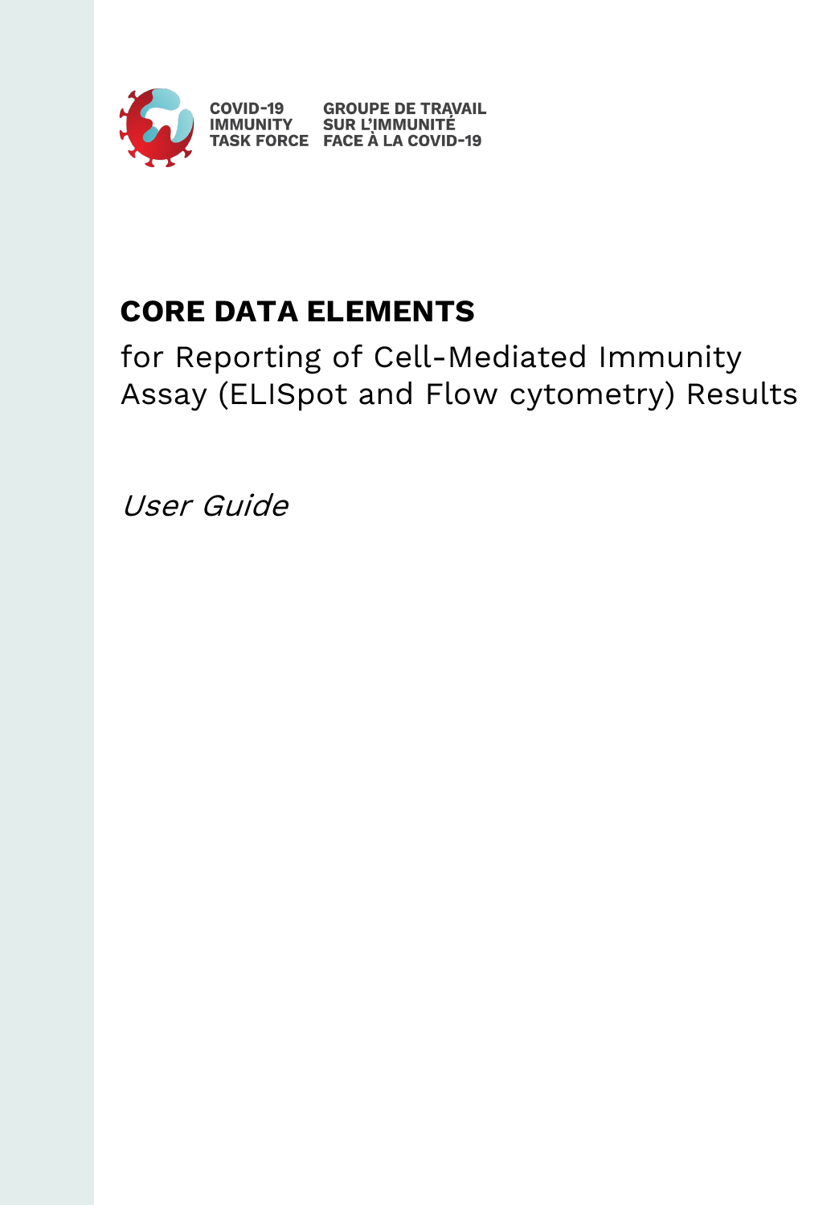COVID-19 IMMUNITY TASK FORCE

GROUPE DE TRAVAIL SUR L'IMMUNITÉ FACE À LA COVID-19

# CORE DATA ELEMENTS

for Reporting of Cell-Mediated Immunity Assay (ELISpot and Flow cytometry) Results

*User Guide*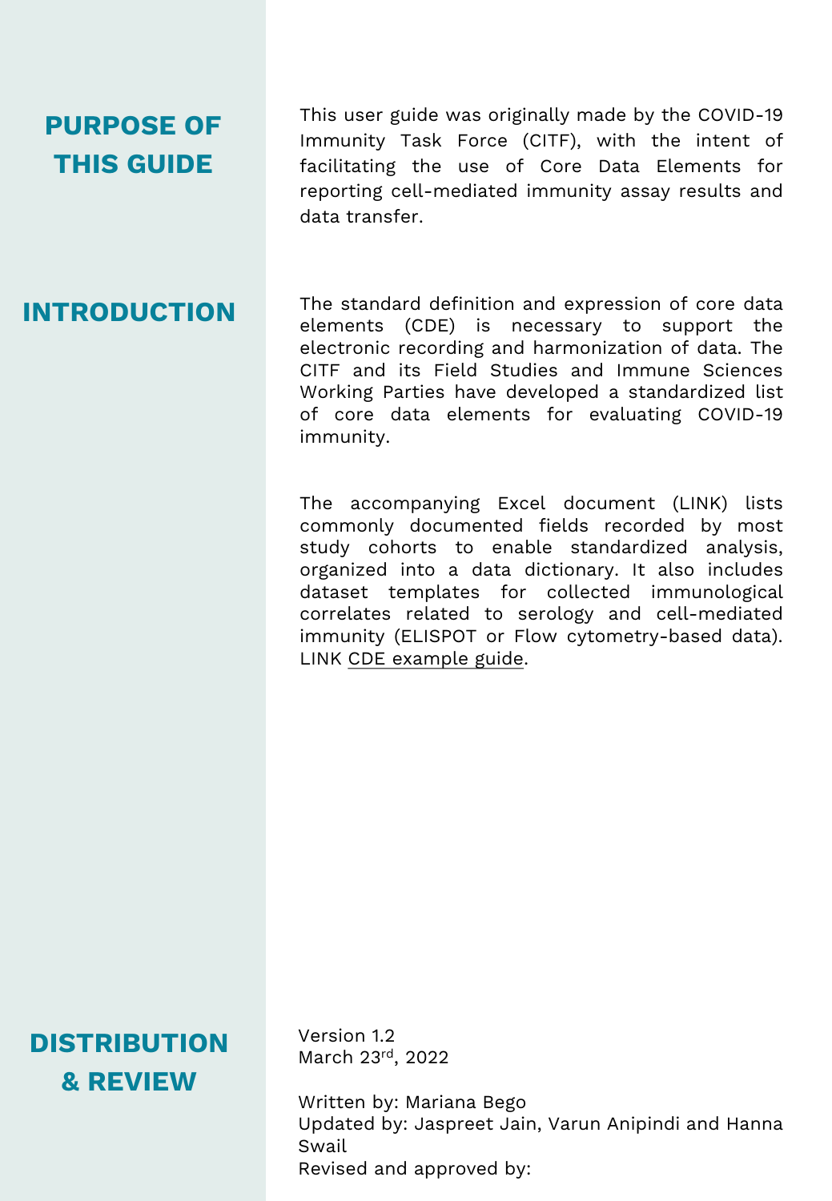## PURPOSE OF THIS GUIDE

This user guide was originally made by the COVID-19 Immunity Task Force (CITF), with the intent of facilitating the use of Core Data Elements for reporting cell-mediated immunity assay results and data transfer.

## INTRODUCTION

The standard definition and expression of core data elements (CDE) is necessary to support the electronic recording and harmonization of data. The CITF and its Field Studies and Immune Sciences Working Parties have developed a standardized list of core data elements for evaluating COVID-19 immunity.

The accompanying Excel document (LINK) lists commonly documented fields recorded by most study cohorts to enable standardized analysis, organized into a data dictionary. It also includes dataset templates for collected immunological correlates related to serology and cell-mediated immunity (ELISPOT or Flow cytometry-based data). LINK CDE example guide.

## DISTRIBUTION & REVIEW

Version 1.2
March 23rd, 2022

Written by: Mariana Bego
Updated by: Jaspreet Jain, Varun Anipindi and Hanna Swail
Revised and approved by: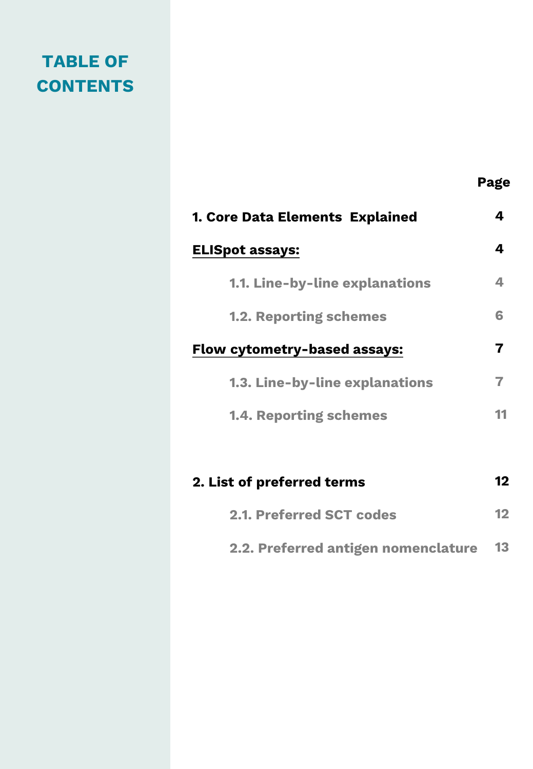# TABLE OF CONTENTS

| | Page |
|---|---|
| **1. Core Data Elements Explained** | **4** |
| **ELISpot assays:** | **4** |
| 1.1. Line-by-line explanations | 4 |
| 1.2. Reporting schemes | 6 |
| **Flow cytometry-based assays:** | **7** |
| 1.3. Line-by-line explanations | 7 |
| 1.4. Reporting schemes | 11 |
| **2. List of preferred terms** | **12** |
| 2.1. Preferred SCT codes | 12 |
| 2.2. Preferred antigen nomenclature | 13 |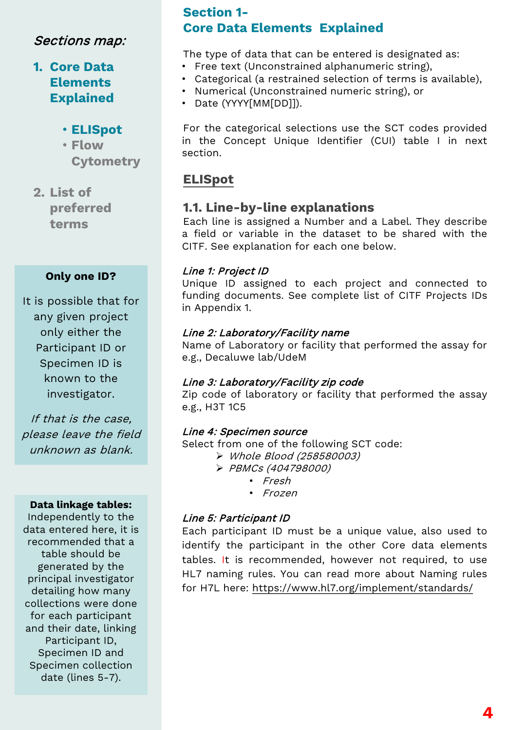*Sections map:*

1. **Core Data Elements Explained**
   - **ELISpot**
   - Flow Cytometry
2. List of preferred terms

**Only one ID?**

It is possible that for any given project only either the Participant ID or Specimen ID is known to the investigator.

*If that is the case, please leave the field unknown as blank.*

**Data linkage tables:** Independently to the data entered here, it is recommended that a table should be generated by the principal investigator detailing how many collections were done for each participant and their date, linking Participant ID, Specimen ID and Specimen collection date (lines 5-7).

# Section 1- Core Data Elements Explained

The type of data that can be entered is designated as:

- Free text (Unconstrained alphanumeric string),
- Categorical (a restrained selection of terms is available),
- Numerical (Unconstrained numeric string), or
- Date (YYYY[MM[DD]]).

For the categorical selections use the SCT codes provided in the Concept Unique Identifier (CUI) table I in next section.

## ELISpot

### 1.1. Line-by-line explanations

Each line is assigned a Number and a Label. They describe a field or variable in the dataset to be shared with the CITF. See explanation for each one below.

*Line 1: Project ID*

Unique ID assigned to each project and connected to funding documents. See complete list of CITF Projects IDs in Appendix 1.

*Line 2: Laboratory/Facility name*

Name of Laboratory or facility that performed the assay for e.g., Decaluwe lab/UdeM

*Line 3: Laboratory/Facility zip code*

Zip code of laboratory or facility that performed the assay e.g., H3T 1C5

*Line 4: Specimen source*

Select from one of the following SCT code:

- *Whole Blood (258580003)*
- *PBMCs (404798000)*
  - *Fresh*
  - *Frozen*

*Line 5: Participant ID*

Each participant ID must be a unique value, also used to identify the participant in the other Core data elements tables. It is recommended, however not required, to use HL7 naming rules. You can read more about Naming rules for H7L here: https://www.hl7.org/implement/standards/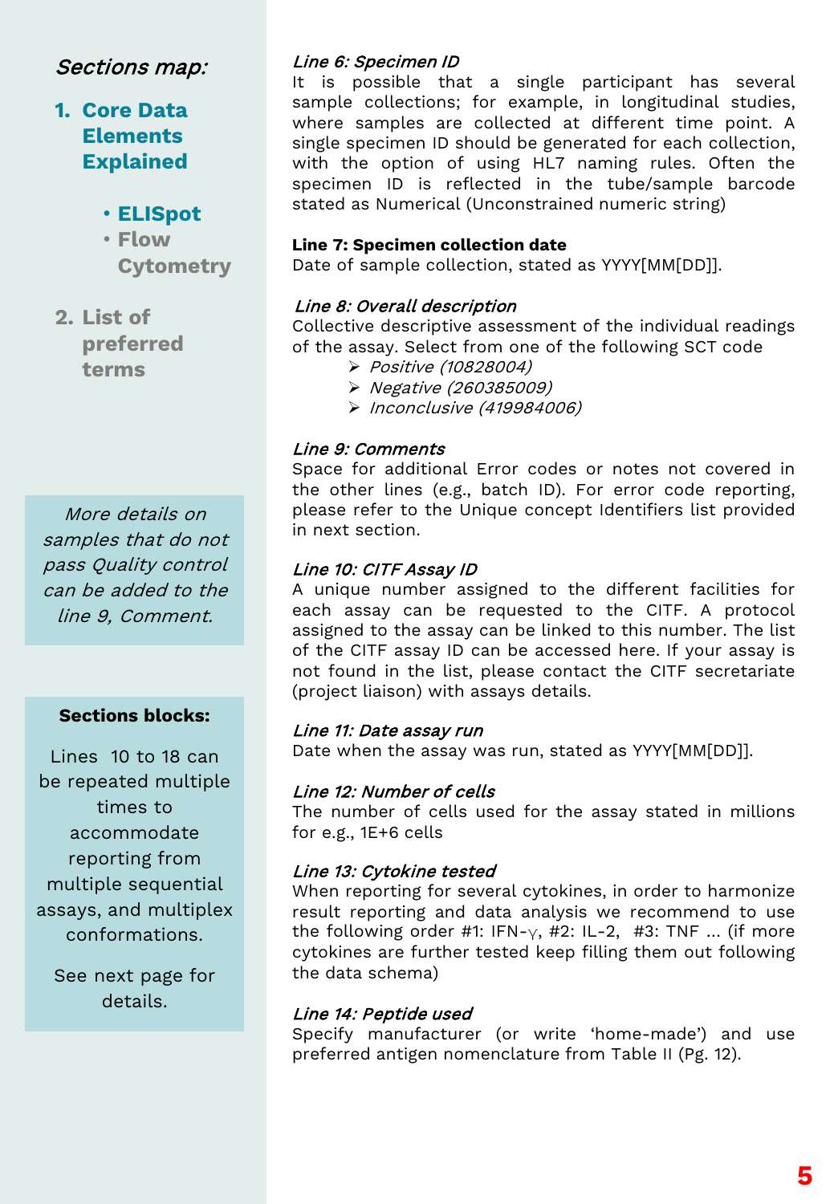*Sections map:*

1. **Core Data Elements Explained**
   - **ELISpot**
   - **Flow Cytometry**
2. **List of preferred terms**

*More details on samples that do not pass Quality control can be added to the line 9, Comment.*

**Sections blocks:**

Lines 10 to 18 can be repeated multiple times to accommodate reporting from multiple sequential assays, and multiplex conformations.

See next page for details.

*Line 6: Specimen ID*

It is possible that a single participant has several sample collections; for example, in longitudinal studies, where samples are collected at different time point. A single specimen ID should be generated for each collection, with the option of using HL7 naming rules. Often the specimen ID is reflected in the tube/sample barcode stated as Numerical (Unconstrained numeric string)

**Line 7: Specimen collection date**

Date of sample collection, stated as YYYY[MM[DD]].

*Line 8: Overall description*

Collective descriptive assessment of the individual readings of the assay. Select from one of the following SCT code

- *Positive (10828004)*
- *Negative (260385009)*
- *Inconclusive (419984006)*

*Line 9: Comments*

Space for additional Error codes or notes not covered in the other lines (e.g., batch ID). For error code reporting, please refer to the Unique concept Identifiers list provided in next section.

*Line 10: CITF Assay ID*

A unique number assigned to the different facilities for each assay can be requested to the CITF. A protocol assigned to the assay can be linked to this number. The list of the CITF assay ID can be accessed here. If your assay is not found in the list, please contact the CITF secretariate (project liaison) with assays details.

*Line 11: Date assay run*

Date when the assay was run, stated as YYYY[MM[DD]].

*Line 12: Number of cells*

The number of cells used for the assay stated in millions for e.g., 1E+6 cells

*Line 13: Cytokine tested*

When reporting for several cytokines, in order to harmonize result reporting and data analysis we recommend to use the following order #1: IFN-$\gamma$, #2: IL-2, #3: TNF ... (if more cytokines are further tested keep filling them out following the data schema)

*Line 14: Peptide used*

Specify manufacturer (or write 'home-made') and use preferred antigen nomenclature from Table II (Pg. 12).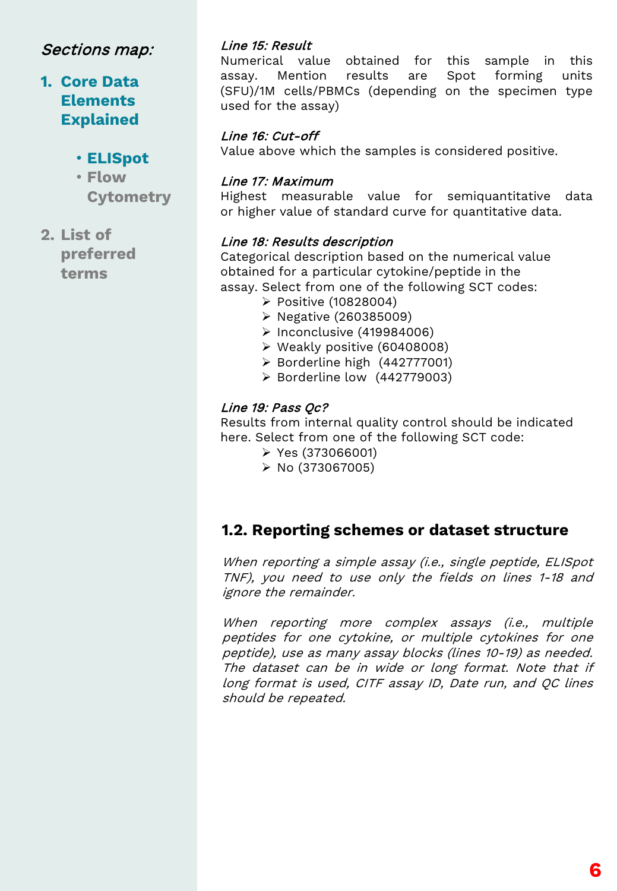*Sections map:*

1. **Core Data Elements Explained**
   - **ELISpot**
   - **Flow Cytometry**
2. **List of preferred terms**

*Line 15: Result*
Numerical value obtained for this sample in this assay. Mention results are Spot forming units (SFU)/1M cells/PBMCs (depending on the specimen type used for the assay)

*Line 16: Cut-off*
Value above which the samples is considered positive.

*Line 17: Maximum*
Highest measurable value for semiquantitative data or higher value of standard curve for quantitative data.

*Line 18: Results description*
Categorical description based on the numerical value obtained for a particular cytokine/peptide in the assay. Select from one of the following SCT codes:

- Positive (10828004)
- Negative (260385009)
- Inconclusive (419984006)
- Weakly positive (60408008)
- Borderline high (442777001)
- Borderline low (442779003)

*Line 19: Pass Qc?*
Results from internal quality control should be indicated here. Select from one of the following SCT code:

- Yes (373066001)
- No (373067005)

## 1.2. Reporting schemes or dataset structure

*When reporting a simple assay (i.e., single peptide, ELISpot TNF), you need to use only the fields on lines 1-18 and ignore the remainder.*

*When reporting more complex assays (i.e., multiple peptides for one cytokine, or multiple cytokines for one peptide), use as many assay blocks (lines 10-19) as needed. The dataset can be in wide or long format. Note that if long format is used, CITF assay ID, Date run, and QC lines should be repeated.*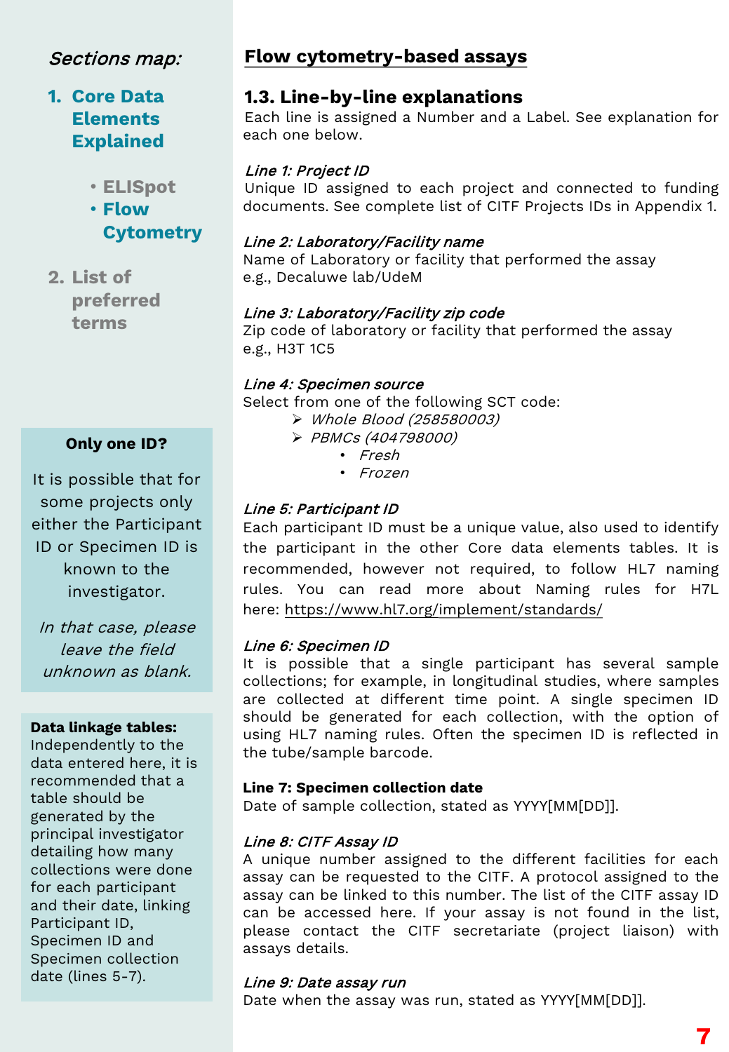**Sections map:**

1. **Core Data Elements Explained**
   - ELISpot
   - **Flow Cytometry**
2. List of preferred terms

**Only one ID?**

It is possible that for some projects only either the Participant ID or Specimen ID is known to the investigator.

*In that case, please leave the field unknown as blank.*

**Data linkage tables:** Independently to the data entered here, it is recommended that a table should be generated by the principal investigator detailing how many collections were done for each participant and their date, linking Participant ID, Specimen ID and Specimen collection date (lines 5-7).

## Flow cytometry-based assays

### 1.3. Line-by-line explanations

Each line is assigned a Number and a Label. See explanation for each one below.

***Line 1: Project ID***

Unique ID assigned to each project and connected to funding documents. See complete list of CITF Projects IDs in Appendix 1.

***Line 2: Laboratory/Facility name***

Name of Laboratory or facility that performed the assay e.g., Decaluwe lab/UdeM

***Line 3: Laboratory/Facility zip code***

Zip code of laboratory or facility that performed the assay e.g., H3T 1C5

***Line 4: Specimen source***

Select from one of the following SCT code:

- *Whole Blood (258580003)*
- *PBMCs (404798000)*
  - *Fresh*
  - *Frozen*

***Line 5: Participant ID***

Each participant ID must be a unique value, also used to identify the participant in the other Core data elements tables. It is recommended, however not required, to follow HL7 naming rules. You can read more about Naming rules for H7L here: https://www.hl7.org/implement/standards/

***Line 6: Specimen ID***

It is possible that a single participant has several sample collections; for example, in longitudinal studies, where samples are collected at different time point. A single specimen ID should be generated for each collection, with the option of using HL7 naming rules. Often the specimen ID is reflected in the tube/sample barcode.

**Line 7: Specimen collection date**

Date of sample collection, stated as YYYY[MM[DD]].

***Line 8: CITF Assay ID***

A unique number assigned to the different facilities for each assay can be requested to the CITF. A protocol assigned to the assay can be linked to this number. The list of the CITF assay ID can be accessed here. If your assay is not found in the list, please contact the CITF secretariate (project liaison) with assays details.

***Line 9: Date assay run***

Date when the assay was run, stated as YYYY[MM[DD]].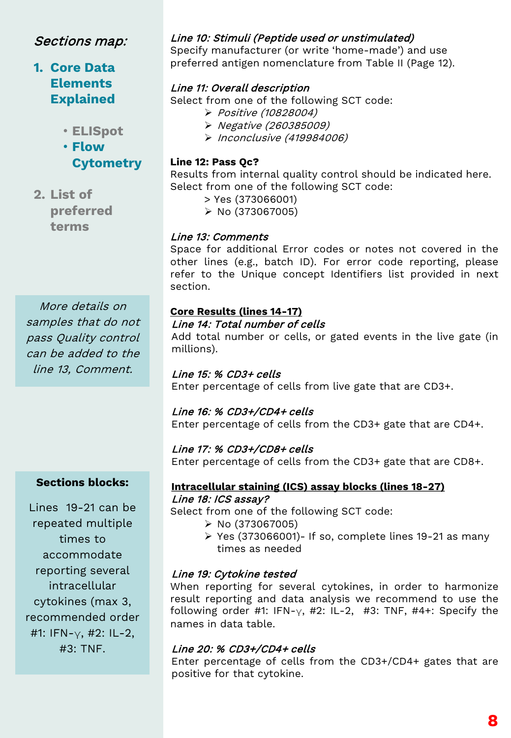*Sections map:*

1. **Core Data Elements Explained**
   - ELISpot
   - **Flow Cytometry**
2. List of preferred terms

*More details on samples that do not pass Quality control can be added to the line 13, Comment.*

**Sections blocks:**

Lines 19-21 can be repeated multiple times to accommodate reporting several intracellular cytokines (max 3, recommended order #1: IFN-γ, #2: IL-2, #3: TNF.

*Line 10: Stimuli (Peptide used or unstimulated)*
Specify manufacturer (or write 'home-made') and use preferred antigen nomenclature from Table II (Page 12).

*Line 11: Overall description*
Select from one of the following SCT code:

- *Positive (10828004)*
- *Negative (260385009)*
- *Inconclusive (419984006)*

**Line 12: Pass Qc?**
Results from internal quality control should be indicated here. Select from one of the following SCT code:

> Yes (373066001)
- No (373067005)

*Line 13: Comments*
Space for additional Error codes or notes not covered in the other lines (e.g., batch ID). For error code reporting, please refer to the Unique concept Identifiers list provided in next section.

**Core Results (lines 14-17)**

*Line 14: Total number of cells*
Add total number or cells, or gated events in the live gate (in millions).

*Line 15: % CD3+ cells*
Enter percentage of cells from live gate that are CD3+.

*Line 16: % CD3+/CD4+ cells*
Enter percentage of cells from the CD3+ gate that are CD4+.

*Line 17: % CD3+/CD8+ cells*
Enter percentage of cells from the CD3+ gate that are CD8+.

**Intracellular staining (ICS) assay blocks (lines 18-27)**

*Line 18: ICS assay?*
Select from one of the following SCT code:

- No (373067005)
- Yes (373066001)- If so, complete lines 19-21 as many times as needed

*Line 19: Cytokine tested*
When reporting for several cytokines, in order to harmonize result reporting and data analysis we recommend to use the following order #1: IFN-γ, #2: IL-2, #3: TNF, #4+: Specify the names in data table.

*Line 20: % CD3+/CD4+ cells*
Enter percentage of cells from the CD3+/CD4+ gates that are positive for that cytokine.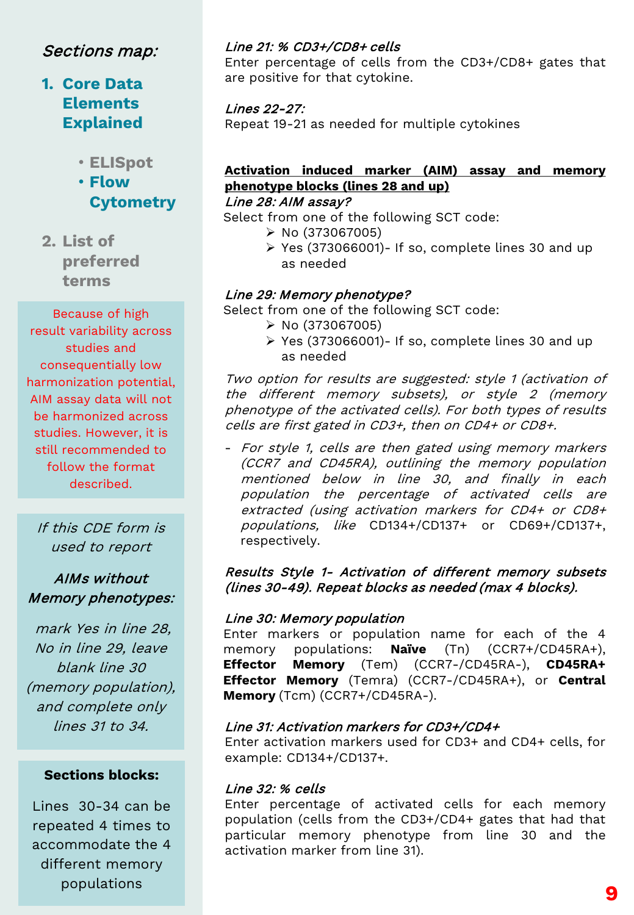*Sections map:*

1. **Core Data Elements Explained**
   - ELISpot
   - **Flow Cytometry**
2. List of preferred terms

Because of high result variability across studies and consequently low harmonization potential, AIM assay data will not be harmonized across studies. However, it is still recommended to follow the format described.

*If this CDE form is used to report*

***AIMs without Memory phenotypes:***

*mark Yes in line 28, No in line 29, leave blank line 30 (memory population), and complete only lines 31 to 34.*

**Sections blocks:**

Lines 30-34 can be repeated 4 times to accommodate the 4 different memory populations

***Line 21: % CD3+/CD8+ cells***

Enter percentage of cells from the CD3+/CD8+ gates that are positive for that cytokine.

***Lines 22-27:***

Repeat 19-21 as needed for multiple cytokines

**Activation induced marker (AIM) assay and memory phenotype blocks (lines 28 and up)**

***Line 28: AIM assay?***

Select from one of the following SCT code:

- No (373067005)
- Yes (373066001)- If so, complete lines 30 and up as needed

***Line 29: Memory phenotype?***

Select from one of the following SCT code:

- No (373067005)
- Yes (373066001)- If so, complete lines 30 and up as needed

*Two option for results are suggested: style 1 (activation of the different memory subsets), or style 2 (memory phenotype of the activated cells). For both types of results cells are first gated in CD3+, then on CD4+ or CD8+.*

- *For style 1, cells are then gated using memory markers (CCR7 and CD45RA), outlining the memory population mentioned below in line 30, and finally in each population the percentage of activated cells are extracted (using activation markers for CD4+ or CD8+ populations, like* CD134+/CD137+ or CD69+/CD137+, respectively.

***Results Style 1- Activation of different memory subsets (lines 30-49). Repeat blocks as needed (max 4 blocks).***

***Line 30: Memory population***

Enter markers or population name for each of the 4 memory populations: **Naïve** (Tn) (CCR7+/CD45RA+), **Effector Memory** (Tem) (CCR7-/CD45RA-), **CD45RA+ Effector Memory** (Temra) (CCR7-/CD45RA+), or **Central Memory** (Tcm) (CCR7+/CD45RA-).

***Line 31: Activation markers for CD3+/CD4+***

Enter activation markers used for CD3+ and CD4+ cells, for example: CD134+/CD137+.

***Line 32: % cells***

Enter percentage of activated cells for each memory population (cells from the CD3+/CD4+ gates that had that particular memory phenotype from line 30 and the activation marker from line 31).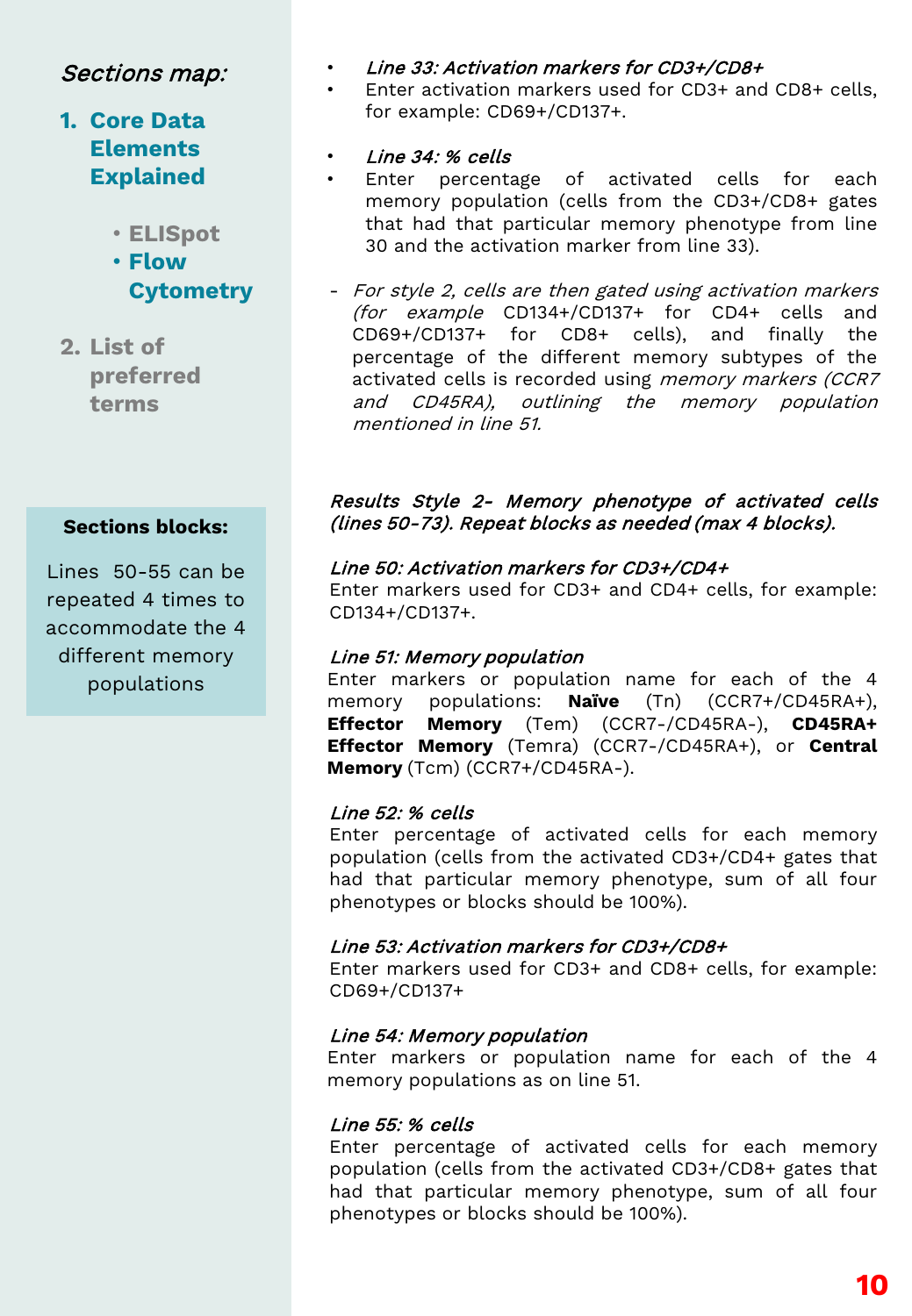*Sections map:*

1. **Core Data Elements Explained**
   - **ELISpot**
   - **Flow Cytometry**
2. **List of preferred terms**

**Sections blocks:**

Lines 50-55 can be repeated 4 times to accommodate the 4 different memory populations

- *Line 33: Activation markers for CD3+/CD8+*
- Enter activation markers used for CD3+ and CD8+ cells, for example: CD69+/CD137+.

- *Line 34: % cells*
- Enter percentage of activated cells for each memory population (cells from the CD3+/CD8+ gates that had that particular memory phenotype from line 30 and the activation marker from line 33).

- *For style 2, cells are then gated using activation markers (for example* CD134+/CD137+ for CD4+ cells and CD69+/CD137+ for CD8+ cells), and finally the percentage of the different memory subtypes of the activated cells is recorded using *memory markers (CCR7 and CD45RA), outlining the memory population mentioned in line 51.*

***Results Style 2- Memory phenotype of activated cells (lines 50-73). Repeat blocks as needed (max 4 blocks).***

*Line 50: Activation markers for CD3+/CD4+*
Enter markers used for CD3+ and CD4+ cells, for example: CD134+/CD137+.

*Line 51: Memory population*
Enter markers or population name for each of the 4 memory populations: **Naïve** (Tn) (CCR7+/CD45RA+), **Effector Memory** (Tem) (CCR7-/CD45RA-), **CD45RA+ Effector Memory** (Temra) (CCR7-/CD45RA+), or **Central Memory** (Tcm) (CCR7+/CD45RA-).

*Line 52: % cells*
Enter percentage of activated cells for each memory population (cells from the activated CD3+/CD4+ gates that had that particular memory phenotype, sum of all four phenotypes or blocks should be 100%).

*Line 53: Activation markers for CD3+/CD8+*
Enter markers used for CD3+ and CD8+ cells, for example: CD69+/CD137+

*Line 54: Memory population*
Enter markers or population name for each of the 4 memory populations as on line 51.

*Line 55: % cells*
Enter percentage of activated cells for each memory population (cells from the activated CD3+/CD8+ gates that had that particular memory phenotype, sum of all four phenotypes or blocks should be 100%).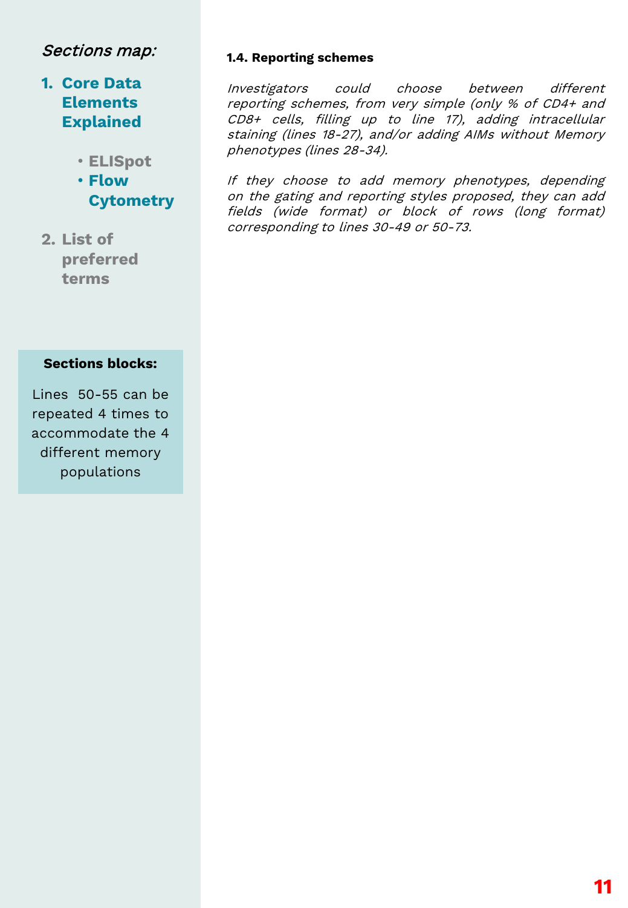*Sections map:*

1. **Core Data Elements Explained**
    - **ELISpot**
    - **Flow Cytometry**
2. **List of preferred terms**

**Sections blocks:**

Lines 50-55 can be repeated 4 times to accommodate the 4 different memory populations

#### 1.4. Reporting schemes

*Investigators could choose between different reporting schemes, from very simple (only % of CD4+ and CD8+ cells, filling up to line 17), adding intracellular staining (lines 18-27), and/or adding AIMs without Memory phenotypes (lines 28-34).*

*If they choose to add memory phenotypes, depending on the gating and reporting styles proposed, they can add fields (wide format) or block of rows (long format) corresponding to lines 30-49 or 50-73.*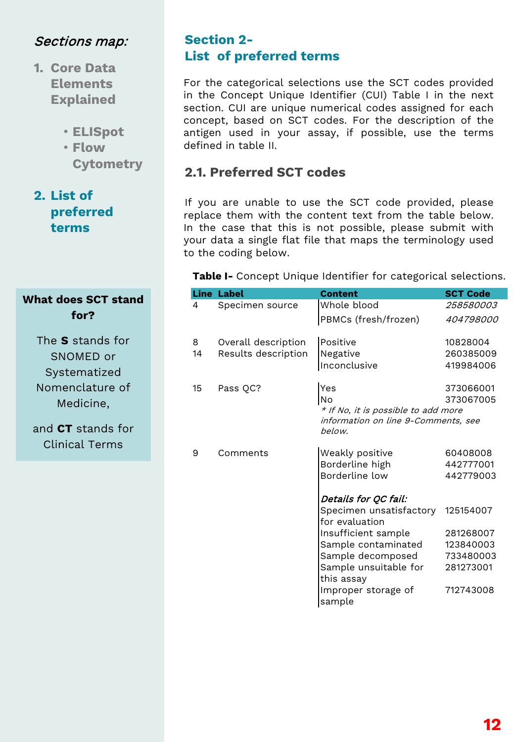Sections map:

1. Core Data Elements Explained
   - ELISpot
   - Flow Cytometry
2. **List of preferred terms**

**What does SCT stand for?**

The **S** stands for SNOMED or Systematized Nomenclature of Medicine,

and **CT** stands for Clinical Terms

# Section 2- List of preferred terms

For the categorical selections use the SCT codes provided in the Concept Unique Identifier (CUI) Table I in the next section. CUI are unique numerical codes assigned for each concept, based on SCT codes. For the description of the antigen used in your assay, if possible, use the terms defined in table II.

## 2.1. Preferred SCT codes

If you are unable to use the SCT code provided, please replace them with the content text from the table below. In the case that this is not possible, please submit with your data a single flat file that maps the terminology used to the coding below.

**Table I-** Concept Unique Identifier for categorical selections.

| Line | Label | Content | SCT Code |
|---|---|---|---|
| 4 | Specimen source | Whole blood | *258580003* |
| | | PBMCs (fresh/frozen) | *404798000* |
| 8 | Overall description | Positive | 10828004 |
| 14 | Results description | Negative | 260385009 |
| | | Inconclusive | 419984006 |
| 15 | Pass QC? | Yes | 373066001 |
| | | No | 373067005 |
| | | *\* If No, it is possible to add more information on line 9-Comments, see below.* | |
| 9 | Comments | Weakly positive | 60408008 |
| | | Borderline high | 442777001 |
| | | Borderline low | 442779003 |
| | | ***Details for QC fail:*** | |
| | | Specimen unsatisfactory for evaluation | 125154007 |
| | | Insufficient sample | 281268007 |
| | | Sample contaminated | 123840003 |
| | | Sample decomposed | 733480003 |
| | | Sample unsuitable for this assay | 281273001 |
| | | Improper storage of sample | 712743008 |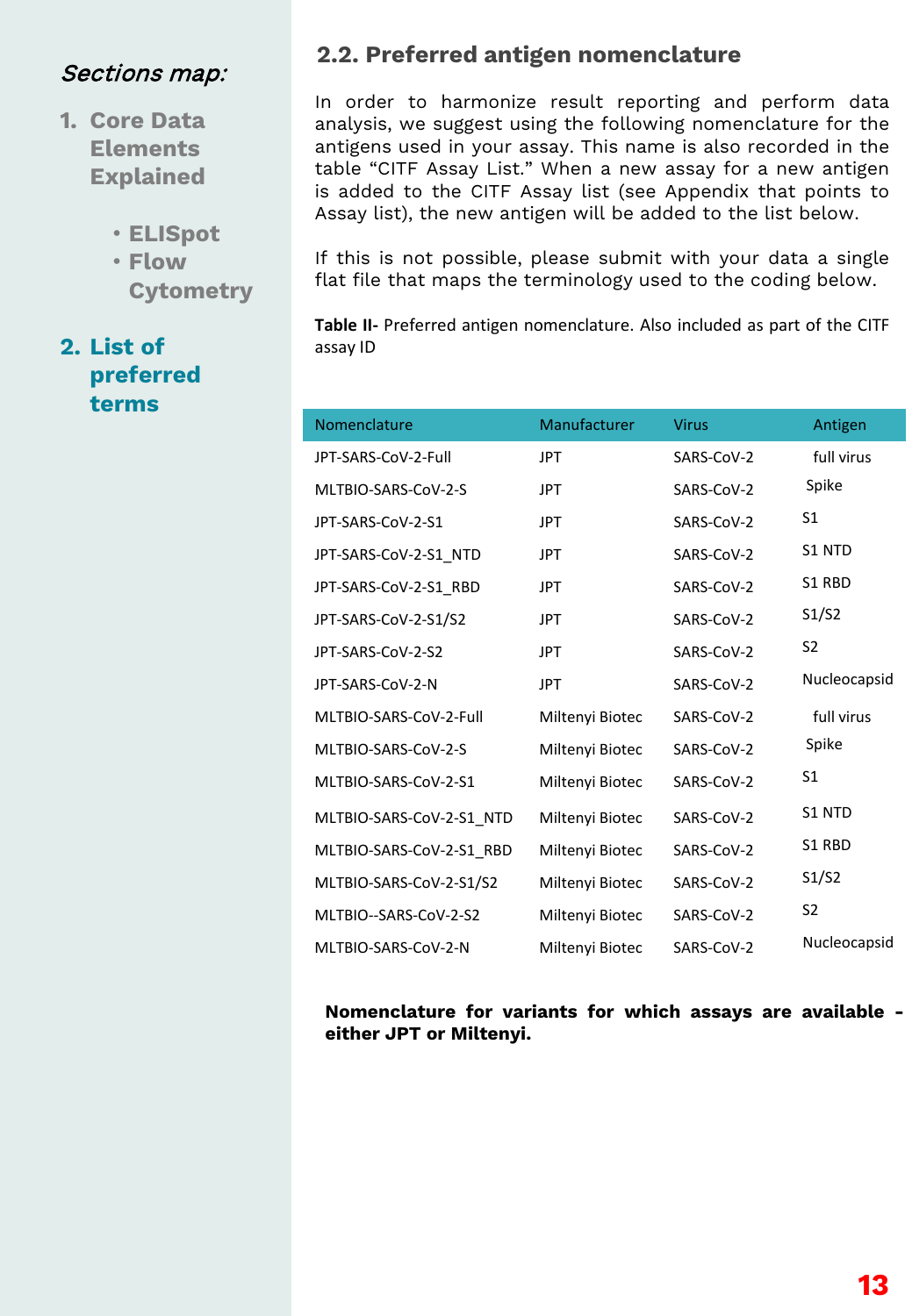Sections map:

1. Core Data Elements Explained
   - ELISpot
   - Flow Cytometry
2. List of preferred terms

## 2.2. Preferred antigen nomenclature

In order to harmonize result reporting and perform data analysis, we suggest using the following nomenclature for the antigens used in your assay. This name is also recorded in the table "CITF Assay List." When a new assay for a new antigen is added to the CITF Assay list (see Appendix that points to Assay list), the new antigen will be added to the list below.

If this is not possible, please submit with your data a single flat file that maps the terminology used to the coding below.

**Table II-** Preferred antigen nomenclature. Also included as part of the CITF assay ID

| Nomenclature | Manufacturer | Virus | Antigen |
|---|---|---|---|
| JPT-SARS-CoV-2-Full | JPT | SARS-CoV-2 | full virus |
| MLTBIO-SARS-CoV-2-S | JPT | SARS-CoV-2 | Spike |
| JPT-SARS-CoV-2-S1 | JPT | SARS-CoV-2 | S1 |
| JPT-SARS-CoV-2-S1_NTD | JPT | SARS-CoV-2 | S1 NTD |
| JPT-SARS-CoV-2-S1_RBD | JPT | SARS-CoV-2 | S1 RBD |
| JPT-SARS-CoV-2-S1/S2 | JPT | SARS-CoV-2 | S1/S2 |
| JPT-SARS-CoV-2-S2 | JPT | SARS-CoV-2 | S2 |
| JPT-SARS-CoV-2-N | JPT | SARS-CoV-2 | Nucleocapsid |
| MLTBIO-SARS-CoV-2-Full | Miltenyi Biotec | SARS-CoV-2 | full virus |
| MLTBIO-SARS-CoV-2-S | Miltenyi Biotec | SARS-CoV-2 | Spike |
| MLTBIO-SARS-CoV-2-S1 | Miltenyi Biotec | SARS-CoV-2 | S1 |
| MLTBIO-SARS-CoV-2-S1_NTD | Miltenyi Biotec | SARS-CoV-2 | S1 NTD |
| MLTBIO-SARS-CoV-2-S1_RBD | Miltenyi Biotec | SARS-CoV-2 | S1 RBD |
| MLTBIO-SARS-CoV-2-S1/S2 | Miltenyi Biotec | SARS-CoV-2 | S1/S2 |
| MLTBIO--SARS-CoV-2-S2 | Miltenyi Biotec | SARS-CoV-2 | S2 |
| MLTBIO-SARS-CoV-2-N | Miltenyi Biotec | SARS-CoV-2 | Nucleocapsid |

**Nomenclature for variants for which assays are available - either JPT or Miltenyi.**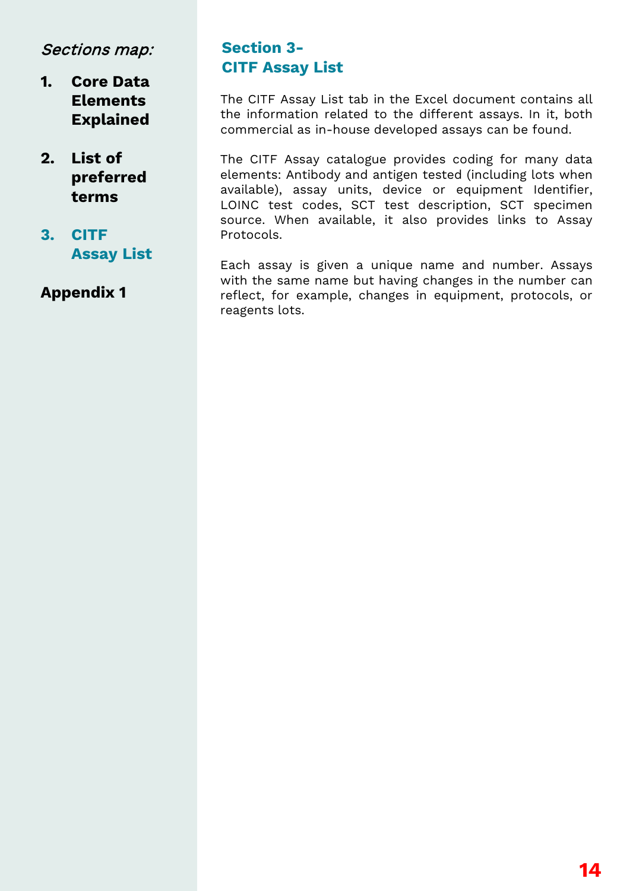*Sections map:*

1. **Core Data Elements Explained**
2. **List of preferred terms**
3. **CITF Assay List**

**Appendix 1**

## Section 3- CITF Assay List

The CITF Assay List tab in the Excel document contains all the information related to the different assays. In it, both commercial as in-house developed assays can be found.

The CITF Assay catalogue provides coding for many data elements: Antibody and antigen tested (including lots when available), assay units, device or equipment Identifier, LOINC test codes, SCT test description, SCT specimen source. When available, it also provides links to Assay Protocols.

Each assay is given a unique name and number. Assays with the same name but having changes in the number can reflect, for example, changes in equipment, protocols, or reagents lots.